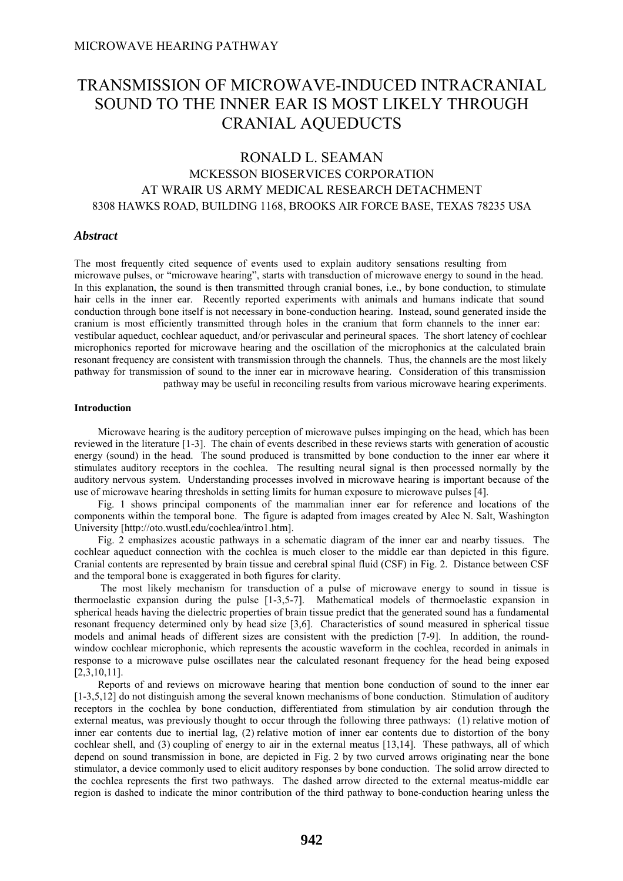# TRANSMISSION OF MICROWAVE-INDUCED INTRACRANIAL SOUND TO THE INNER EAR IS MOST LIKELY THROUGH CRANIAL AQUEDUCTS

RONALD L. SEAMAN

MCKESSON BIOSERVICES CORPORATION

AT WRAIR US ARMY MEDICAL RESEARCH DETACHMENT

8308 HAWKS ROAD, BUILDING 1168, BROOKS AIR FORCE BASE, TEXAS 78235 USA

### *Abstract*

The most frequently cited sequence of events used to explain auditory sensations resulting from microwave pulses, or "microwave hearing", starts with transduction of microwave energy to sound in the head. In this explanation, the sound is then transmitted through cranial bones, i.e., by bone conduction, to stimulate hair cells in the inner ear. Recently reported experiments with animals and humans indicate that sound conduction through bone itself is not necessary in bone-conduction hearing. Instead, sound generated inside the cranium is most efficiently transmitted through holes in the cranium that form channels to the inner ear: vestibular aqueduct, cochlear aqueduct, and/or perivascular and perineural spaces. The short latency of cochlear microphonics reported for microwave hearing and the oscillation of the microphonics at the calculated brain resonant frequency are consistent with transmission through the channels. Thus, the channels are the most likely pathway for transmission of sound to the inner ear in microwave hearing. Consideration of this transmission pathway may be useful in reconciling results from various microwave hearing experiments.

#### **Introduction**

Microwave hearing is the auditory perception of microwave pulses impinging on the head, which has been reviewed in the literature [1-3]. The chain of events described in these reviews starts with generation of acoustic energy (sound) in the head. The sound produced is transmitted by bone conduction to the inner ear where it stimulates auditory receptors in the cochlea. The resulting neural signal is then processed normally by the auditory nervous system. Understanding processes involved in microwave hearing is important because of the use of microwave hearing thresholds in setting limits for human exposure to microwave pulses [4].

Fig. 1 shows principal components of the mammalian inner ear for reference and locations of the components within the temporal bone. The figure is adapted from images created by Alec N. Salt, Washington University [http://oto.wustl.edu/cochlea/intro1.htm].

Fig. 2 emphasizes acoustic pathways in a schematic diagram of the inner ear and nearby tissues. The cochlear aqueduct connection with the cochlea is much closer to the middle ear than depicted in this figure. Cranial contents are represented by brain tissue and cerebral spinal fluid (CSF) in Fig. 2. Distance between CSF and the temporal bone is exaggerated in both figures for clarity.

The most likely mechanism for transduction of a pulse of microwave energy to sound in tissue is thermoelastic expansion during the pulse [1-3,5-7]. Mathematical models of thermoelastic expansion in spherical heads having the dielectric properties of brain tissue predict that the generated sound has a fundamental resonant frequency determined only by head size [3,6]. Characteristics of sound measured in spherical tissue models and animal heads of different sizes are consistent with the prediction [7-9]. In addition, the round-window cochlear microphonic, which represents the acoustic waveform in the cochlea, recorded in animals in response to a microwave pulse oscillates near the calculated resonant frequency for the head being exposed [2,3,10,11].

Reports of and reviews on microwave hearing that mention bone conduction of sound to the inner ear [1-3,5,12] do not distinguish among the several known mechanisms of bone conduction. Stimulation of auditory receptors in the cochlea by bone conduction, differentiated from stimulation by air condution through the external meatus, was previously thought to occur through the following three pathways: (1) relative motion of inner ear contents due to inertial lag, (2) relative motion of inner ear contents due to distortion of the bony cochlear shell, and (3) coupling of energy to air in the external meatus [13,14]. These pathways, all of which depend on sound transmission in bone, are depicted in Fig. 2 by two curved arrows originating near the bone stimulator, a device commonly used to elicit auditory responses by bone conduction. The solid arrow directed to the cochlea represents the first two pathways. The dashed arrow directed to the external meatus-middle ear region is dashed to indicate the minor contribution of the third pathway to bone-conduction hearing unless the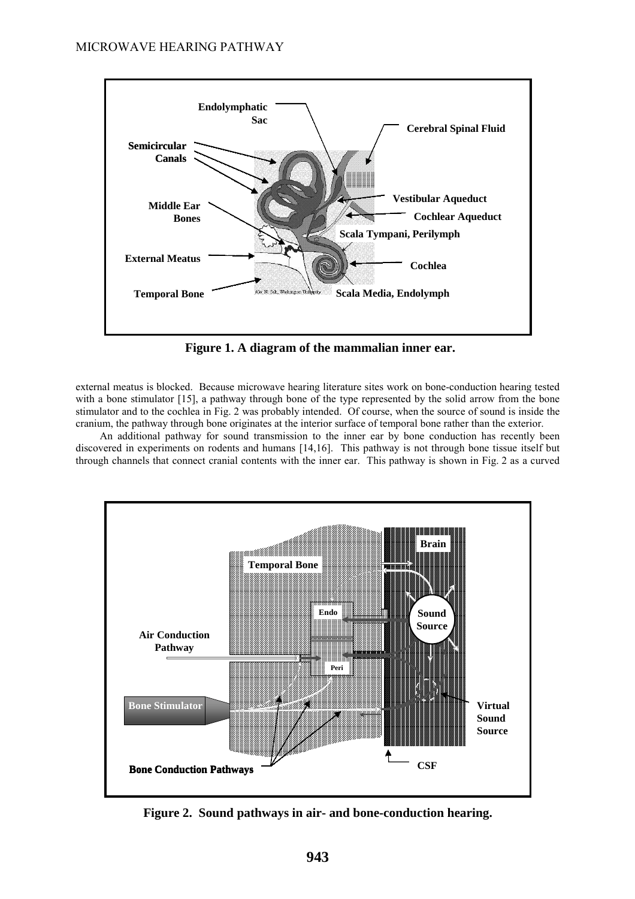**Figure 1. A diagram of the mammalian inner ear.**

external meatus is blocked. Because microwave hearing literature sites work on bone-conduction hearing tested with a bone stimulator [15], a pathway through bone of the type represented by the solid arrow from the bone stimulator and to the cochlea in Fig. 2 was probably intended. Of course, when the source of sound is inside the cranium, the pathway through bone originates at the interior surface of temporal bone rather than the exterior.

An additional pathway for sound transmission to the inner ear by bone conduction has recently been discovered in experiments on rodents and humans [14,16]. This pathway is not through bone tissue itself but through channels that connect cranial contents with the inner ear. This pathway is shown in Fig. 2 as a curved

**Figure 2. Sound pathways in air- and bone-conduction hearing.**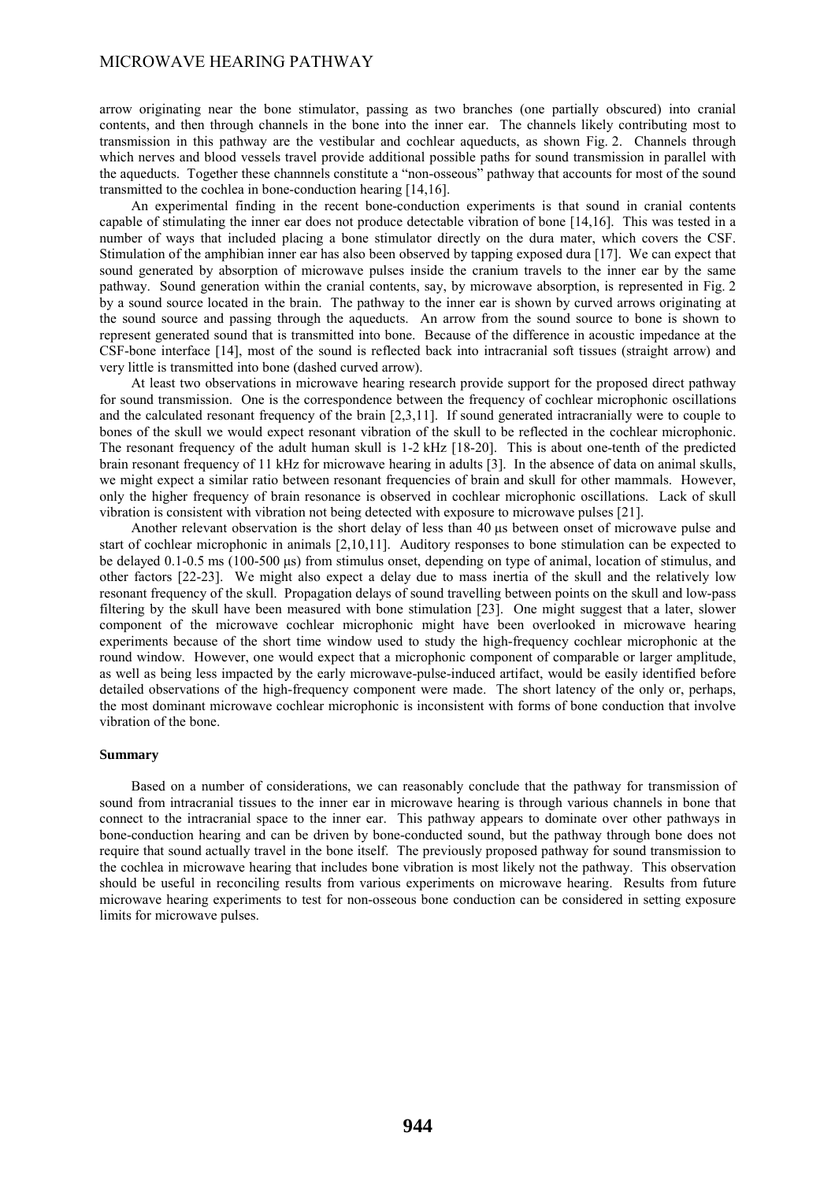arrow originating near the bone stimulator, passing as two branches (one partially obscured) into cranial contents, and then through channels in the bone into the inner ear. The channels likely contributing most to transmission in this pathway are the vestibular and cochlear aqueducts, as shown Fig. 2. Channels through which nerves and blood vessels travel provide additional possible paths for sound transmission in parallel with the aqueducts. Together these channnels constitute a "non-osseous" pathway that accounts for most of the sound transmitted to the cochlea in bone-conduction hearing [14,16].

An experimental finding in the recent bone-conduction experiments is that sound in cranial contents capable of stimulating the inner ear does not produce detectable vibration of bone [14,16]. This was tested in a number of ways that included placing a bone stimulator directly on the dura mater, which covers the CSF. Stimulation of the amphibian inner ear has also been observed by tapping exposed dura [17]. We can expect that sound generated by absorption of microwave pulses inside the cranium travels to the inner ear by the same pathway. Sound generation within the cranial contents, say, by microwave absorption, is represented in Fig. 2 by a sound source located in the brain. The pathway to the inner ear is shown by curved arrows originating at the sound source and passing through the aqueducts. An arrow from the sound source to bone is shown to represent generated sound that is transmitted into bone. Because of the difference in acoustic impedance at the CSF-bone interface [14], most of the sound is reflected back into intracranial soft tissues (straight arrow) and very little is transmitted into bone (dashed curved arrow).

At least two observations in microwave hearing research provide support for the proposed direct pathway for sound transmission. One is the correspondence between the frequency of cochlear microphonic oscillations and the calculated resonant frequency of the brain [2,3,11]. If sound generated intracranially were to couple to bones of the skull we would expect resonant vibration of the skull to be reflected in the cochlear microphonic. The resonant frequency of the adult human skull is 1-2 kHz [18-20]. This is about one-tenth of the predicted brain resonant frequency of 11 kHz for microwave hearing in adults [3]. In the absence of data on animal skulls, we might expect a similar ratio between resonant frequencies of brain and skull for other mammals. However, only the higher frequency of brain resonance is observed in cochlear microphonic oscillations. Lack of skull vibration is consistent with vibration not being detected with exposure to microwave pulses [21].

Another relevant observation is the short delay of less than 40 μs between onset of microwave pulse and start of cochlear microphonic in animals [2,10,11]. Auditory responses to bone stimulation can be expected to be delayed 0.1-0.5 ms (100-500 μs) from stimulus onset, depending on type of animal, location of stimulus, and other factors [22-23]. We might also expect a delay due to mass inertia of the skull and the relatively low resonant frequency of the skull. Propagation delays of sound travelling between points on the skull and low-pass filtering by the skull have been measured with bone stimulation [23]. One might suggest that a later, slower component of the microwave cochlear microphonic might have been overlooked in microwave hearing experiments because of the short time window used to study the high-frequency cochlear microphonic at the round window. However, one would expect that a microphonic component of comparable or larger amplitude, as well as being less impacted by the early microwave-pulse-induced artifact, would be easily identified before detailed observations of the high-frequency component were made. The short latency of the only or, perhaps, the most dominant microwave cochlear microphonic is inconsistent with forms of bone conduction that involve vibration of the bone.

#### Summary

Based on a number of considerations, we can reasonably conclude that the pathway for transmission of sound from intracranial tissues to the inner ear in microwave hearing is through various channels in bone that connect to the intracranial space to the inner ear. This pathway appears to dominate over other pathways in bone-conduction hearing and can be driven by bone-conducted sound, but the pathway through bone does not require that sound actually travel in the bone itself. The previously proposed pathway for sound transmission to the cochlea in microwave hearing that includes bone vibration is most likely not the pathway. This observation should be useful in reconciling results from various experiments on microwave hearing. Results from future microwave hearing experiments to test for non-osseous bone conduction can be considered in setting exposure limits for microwave pulses.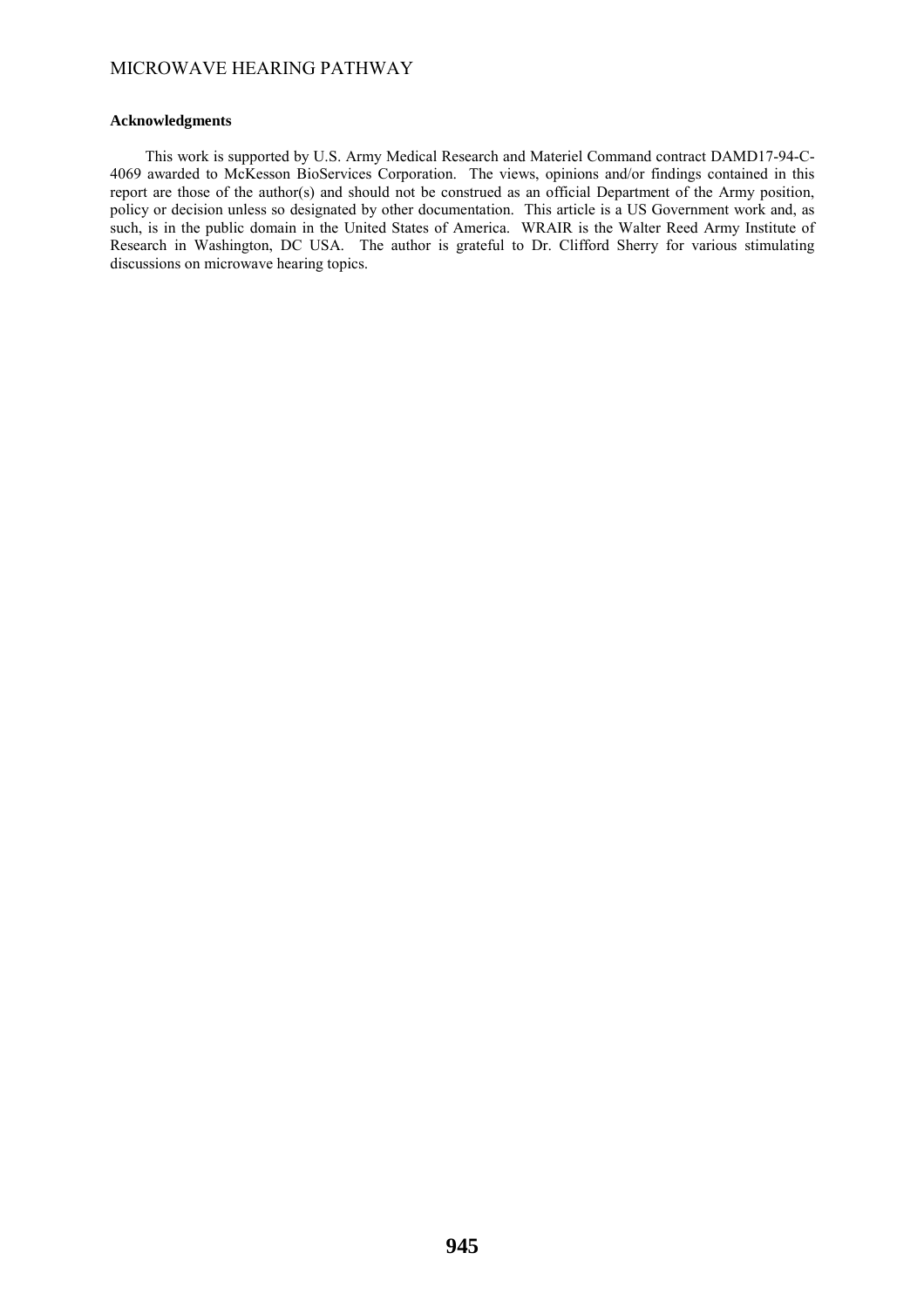#### Acknowledgments

This work is supported by U.S. Army Medical Research and Materiel Command contract DAMD17-94-C-4069 awarded to McKesson BioServices Corporation. The views, opinions and/or findings contained in this report are those of the author(s) and should not be construed as an official Department of the Army position, policy or decision unless so designated by other documentation. This article is a US Government work and, as such, is in the public domain in the United States of America. WRAIR is the Walter Reed Army Institute of Research in Washington, DC USA. The author is grateful to Dr. Clifford Sherry for various stimulating discussions on microwave hearing topics.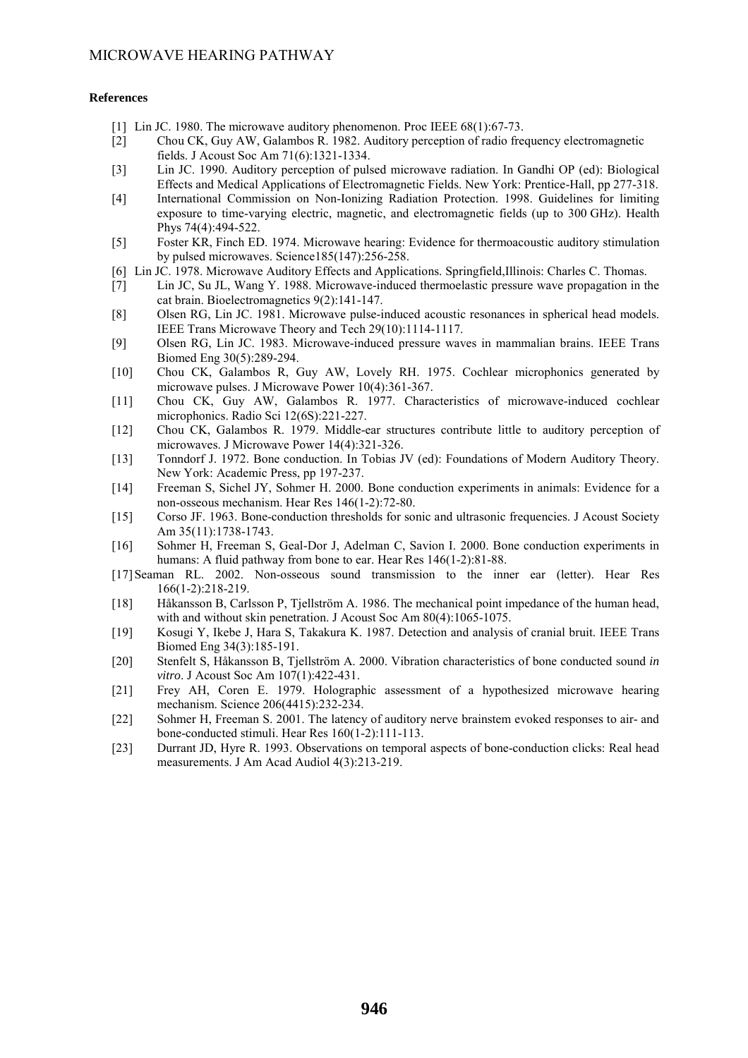**References**

[1] Lin JC. 1980. The microwave auditory phenomenon. Proc IEEE 68(1):67-73.

[2] Chou CK, Guy AW, Galambos R. 1982. Auditory perception of radio frequency electromagnetic fields. J Acoust Soc Am 71(6):1321-1334.

[3] Lin JC. 1990. Auditory perception of pulsed microwave radiation. In Gandhi OP (ed): Biological Effects and Medical Applications of Electromagnetic Fields. New York: Prentice-Hall, pp 277-318.

[4] International Commission on Non-Ionizing Radiation Protection. 1998. Guidelines for limiting exposure to time-varying electric, magnetic, and electromagnetic fields (up to 300 GHz). Health Phys 74(4):494-522.

[5] Foster KR, Finch ED. 1974. Microwave hearing: Evidence for thermoacoustic auditory stimulation by pulsed microwaves. Science185(147):256-258.

[6] Lin JC. 1978. Microwave Auditory Effects and Applications. Springfield,Illinois: Charles C. Thomas.

[7] Lin JC, Su JL, Wang Y. 1988. Microwave-induced thermoelastic pressure wave propagation in the cat brain. Bioelectromagnetics 9(2):141-147.

[8] Olsen RG, Lin JC. 1981. Microwave pulse-induced acoustic resonances in spherical head models. IEEE Trans Microwave Theory and Tech 29(10):1114-1117.

[9] Olsen RG, Lin JC. 1983. Microwave-induced pressure waves in mammalian brains. IEEE Trans Biomed Eng 30(5):289-294.

[10] Chou CK, Galambos R, Guy AW, Lovely RH. 1975. Cochlear microphonics generated by microwave pulses. J Microwave Power 10(4):361-367.

[11] Chou CK, Guy AW, Galambos R. 1977. Characteristics of microwave-induced cochlear microphonics. Radio Sci 12(6S):221-227.

[12] Chou CK, Galambos R. 1979. Middle-ear structures contribute little to auditory perception of microwaves. J Microwave Power 14(4):321-326.

[13] Tonndorf J. 1972. Bone conduction. In Tobias JV (ed): Foundations of Modern Auditory Theory. New York: Academic Press, pp 197-237.

[14] Freeman S, Sichel JY, Sohmer H. 2000. Bone conduction experiments in animals: Evidence for a non-osseous mechanism. Hear Res 146(1-2):72-80.

[15] Corso JF. 1963. Bone-conduction thresholds for sonic and ultrasonic frequencies. J Acoust Society Am 35(11):1738-1743.

[16] Sohmer H, Freeman S, Geal-Dor J, Adelman C, Savion I. 2000. Bone conduction experiments in humans: A fluid pathway from bone to ear. Hear Res 146(1-2):81-88.

[17] Seaman RL. 2002. Non-osseous sound transmission to the inner ear (letter). Hear Res 166(1-2):218-219.

[18] Håkansson B, Carlsson P, Tjellström A. 1986. The mechanical point impedance of the human head, with and without skin penetration. J Acoust Soc Am 80(4):1065-1075.

[19] Kosugi Y, Ikebe J, Hara S, Takakura K. 1987. Detection and analysis of cranial bruit. IEEE Trans Biomed Eng 34(3):185-191.

[20] Stenfelt S, Håkansson B, Tjellström A. 2000. Vibration characteristics of bone conducted sound *in vitro*. J Acoust Soc Am 107(1):422-431.

[21] Frey AH, Coren E. 1979. Holographic assessment of a hypothesized microwave hearing mechanism. Science 206(4415):232-234.

[22] Sohmer H, Freeman S. 2001. The latency of auditory nerve brainstem evoked responses to air- and bone-conducted stimuli. Hear Res 160(1-2):111-113.

[23] Durrant JD, Hyre R. 1993. Observations on temporal aspects of bone-conduction clicks: Real head measurements. J Am Acad Audiol 4(3):213-219.